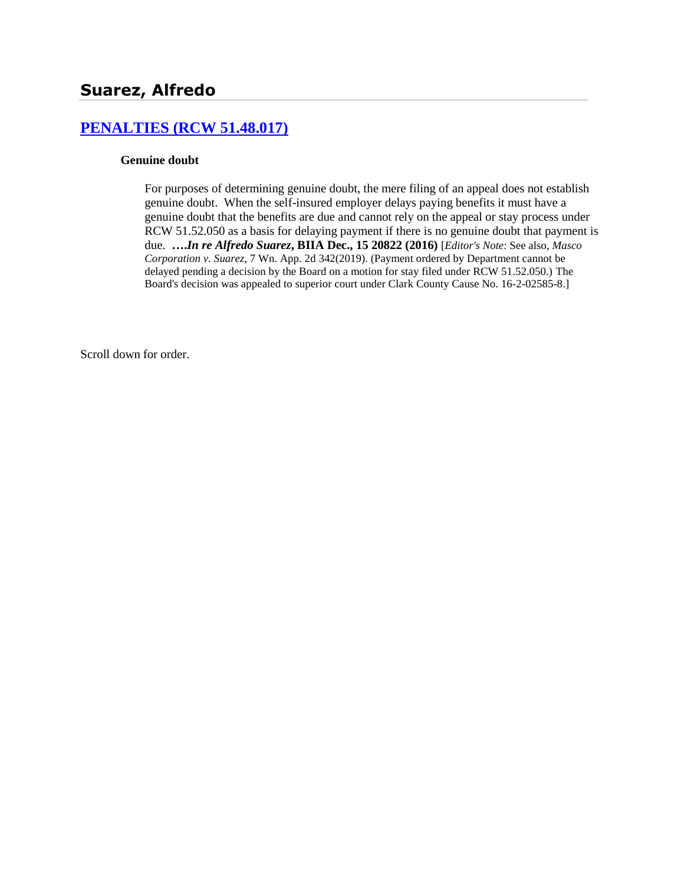## Suarez, Alfredo

### [PENALTIES (RCW 51.48.017)]

#### Genuine doubt

For purposes of determining genuine doubt, the mere filing of an appeal does not establish genuine doubt. When the self-insured employer delays paying benefits it must have a genuine doubt that the benefits are due and cannot rely on the appeal or stay process under RCW 51.52.050 as a basis for delaying payment if there is no genuine doubt that payment is due. ***….In re Alfredo Suarez*, BIIA Dec., 15 20822 (2016)** [*Editor's Note*: See also, *Masco Corporation v. Suarez*, 7 Wn. App. 2d 342(2019). (Payment ordered by Department cannot be delayed pending a decision by the Board on a motion for stay filed under RCW 51.52.050.) The Board's decision was appealed to superior court under Clark County Cause No. 16-2-02585-8.]

Scroll down for order.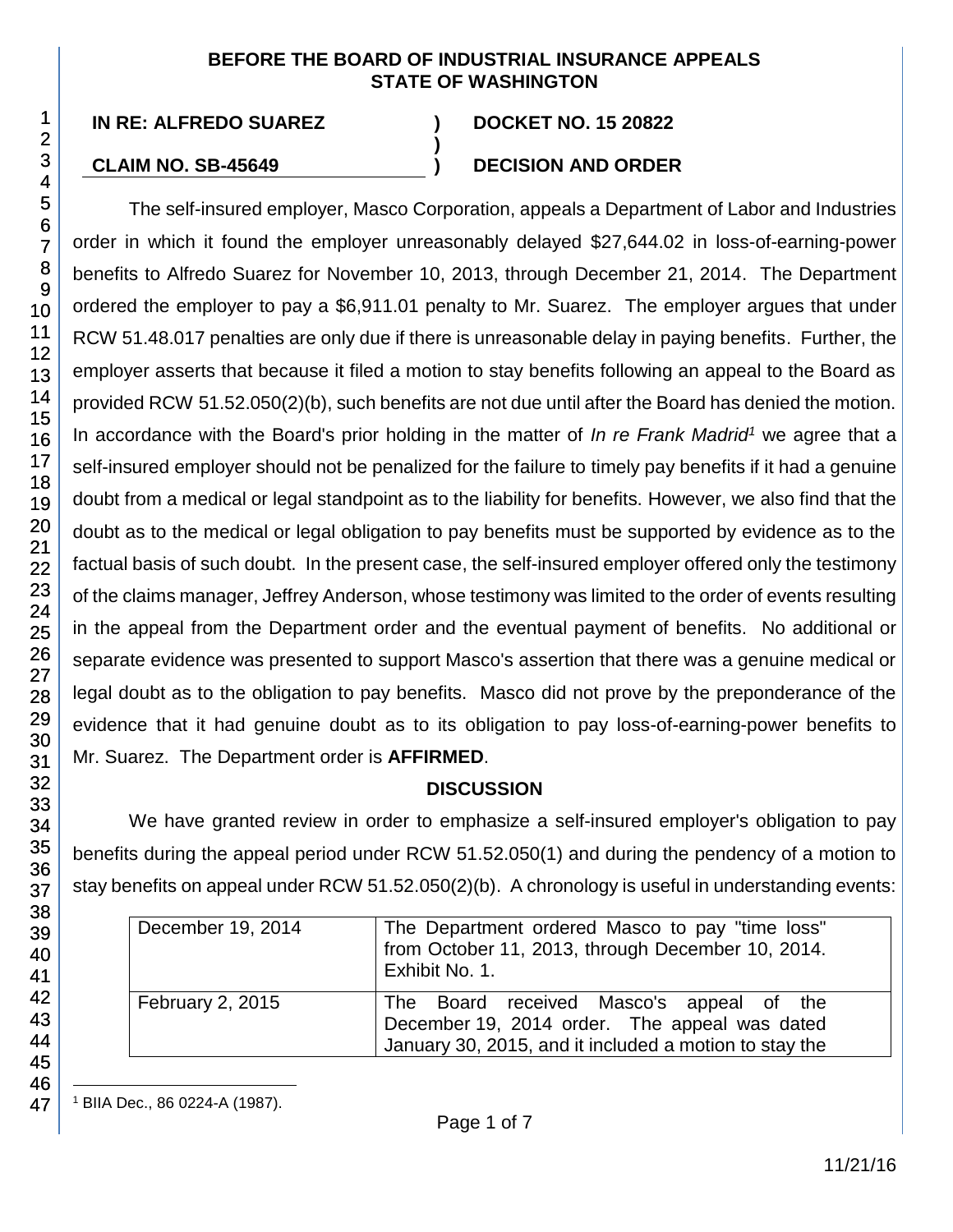**BEFORE THE BOARD OF INDUSTRIAL INSURANCE APPEALS**
**STATE OF WASHINGTON**

| | | |
|---|---|---|
| **IN RE: ALFREDO SUAREZ** | **)** | **DOCKET NO. 15 20822** |
| | **)** | |
| **CLAIM NO. SB-45649** | **)** | **DECISION AND ORDER** |

The self-insured employer, Masco Corporation, appeals a Department of Labor and Industries order in which it found the employer unreasonably delayed $27,644.02 in loss-of-earning-power benefits to Alfredo Suarez for November 10, 2013, through December 21, 2014. The Department ordered the employer to pay a $6,911.01 penalty to Mr. Suarez. The employer argues that under RCW 51.48.017 penalties are only due if there is unreasonable delay in paying benefits. Further, the employer asserts that because it filed a motion to stay benefits following an appeal to the Board as provided RCW 51.52.050(2)(b), such benefits are not due until after the Board has denied the motion. In accordance with the Board's prior holding in the matter of *In re Frank Madrid*[1] we agree that a self-insured employer should not be penalized for the failure to timely pay benefits if it had a genuine doubt from a medical or legal standpoint as to the liability for benefits. However, we also find that the doubt as to the medical or legal obligation to pay benefits must be supported by evidence as to the factual basis of such doubt. In the present case, the self-insured employer offered only the testimony of the claims manager, Jeffrey Anderson, whose testimony was limited to the order of events resulting in the appeal from the Department order and the eventual payment of benefits. No additional or separate evidence was presented to support Masco's assertion that there was a genuine medical or legal doubt as to the obligation to pay benefits. Masco did not prove by the preponderance of the evidence that it had genuine doubt as to its obligation to pay loss-of-earning-power benefits to Mr. Suarez. The Department order is **AFFIRMED**.

## DISCUSSION

We have granted review in order to emphasize a self-insured employer's obligation to pay benefits during the appeal period under RCW 51.52.050(1) and during the pendency of a motion to stay benefits on appeal under RCW 51.52.050(2)(b). A chronology is useful in understanding events:

| | |
|---|---|
| December 19, 2014 | The Department ordered Masco to pay "time loss" from October 11, 2013, through December 10, 2014. Exhibit No. 1. |
| February 2, 2015 | The Board received Masco's appeal of the December 19, 2014 order. The appeal was dated January 30, 2015, and it included a motion to stay the |

[1] BIIA Dec., 86 0224-A (1987).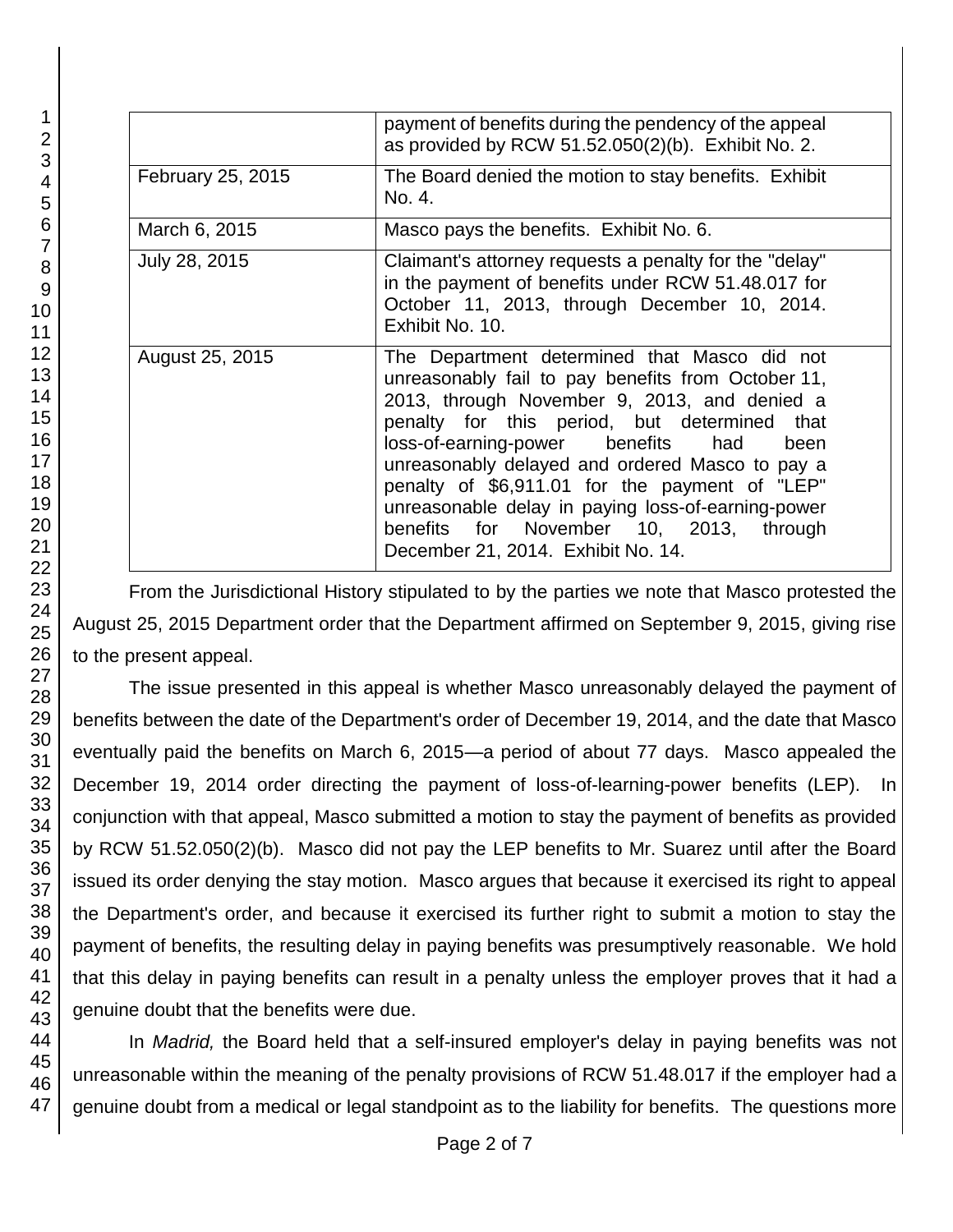| | |
|---|---|
| | payment of benefits during the pendency of the appeal as provided by RCW 51.52.050(2)(b). Exhibit No. 2. |
| February 25, 2015 | The Board denied the motion to stay benefits. Exhibit No. 4. |
| March 6, 2015 | Masco pays the benefits. Exhibit No. 6. |
| July 28, 2015 | Claimant's attorney requests a penalty for the "delay" in the payment of benefits under RCW 51.48.017 for October 11, 2013, through December 10, 2014. Exhibit No. 10. |
| August 25, 2015 | The Department determined that Masco did not unreasonably fail to pay benefits from October 11, 2013, through November 9, 2013, and denied a penalty for this period, but determined that loss-of-earning-power benefits had been unreasonably delayed and ordered Masco to pay a penalty of $6,911.01 for the payment of "LEP" unreasonable delay in paying loss-of-earning-power benefits for November 10, 2013, through December 21, 2014. Exhibit No. 14. |

From the Jurisdictional History stipulated to by the parties we note that Masco protested the August 25, 2015 Department order that the Department affirmed on September 9, 2015, giving rise to the present appeal.

The issue presented in this appeal is whether Masco unreasonably delayed the payment of benefits between the date of the Department's order of December 19, 2014, and the date that Masco eventually paid the benefits on March 6, 2015—a period of about 77 days. Masco appealed the December 19, 2014 order directing the payment of loss-of-learning-power benefits (LEP). In conjunction with that appeal, Masco submitted a motion to stay the payment of benefits as provided by RCW 51.52.050(2)(b). Masco did not pay the LEP benefits to Mr. Suarez until after the Board issued its order denying the stay motion. Masco argues that because it exercised its right to appeal the Department's order, and because it exercised its further right to submit a motion to stay the payment of benefits, the resulting delay in paying benefits was presumptively reasonable. We hold that this delay in paying benefits can result in a penalty unless the employer proves that it had a genuine doubt that the benefits were due.

In *Madrid,* the Board held that a self-insured employer's delay in paying benefits was not unreasonable within the meaning of the penalty provisions of RCW 51.48.017 if the employer had a genuine doubt from a medical or legal standpoint as to the liability for benefits. The questions more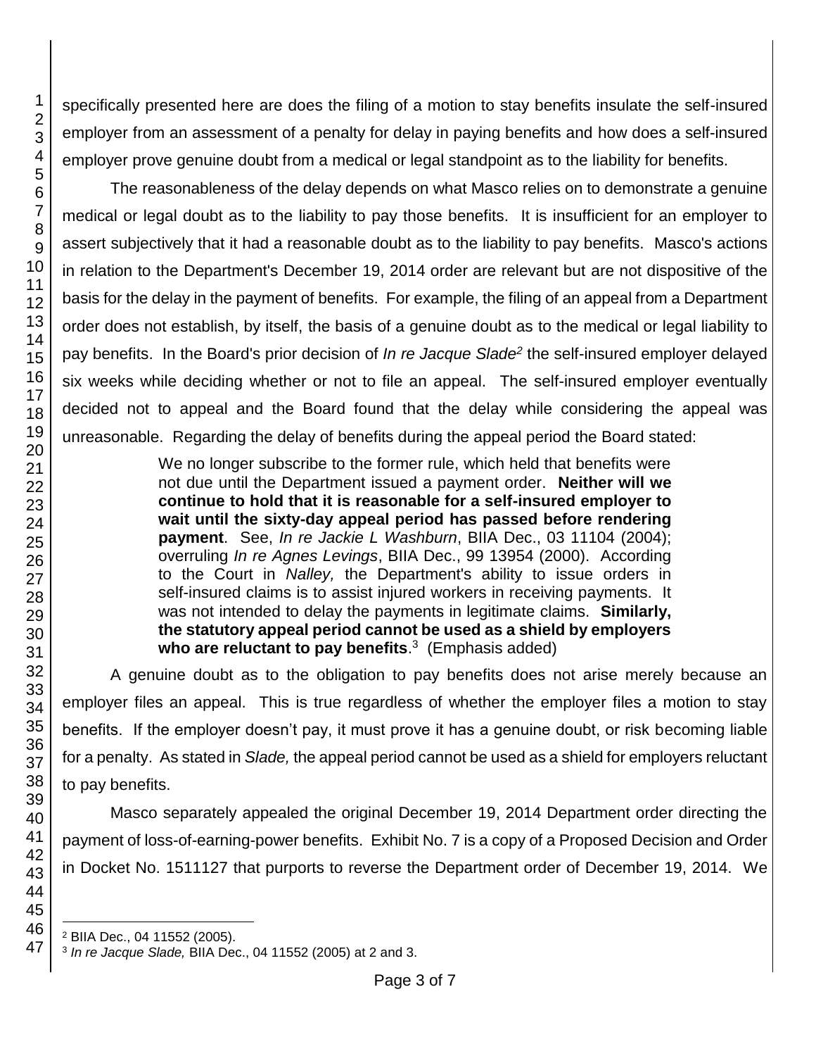specifically presented here are does the filing of a motion to stay benefits insulate the self-insured employer from an assessment of a penalty for delay in paying benefits and how does a self-insured employer prove genuine doubt from a medical or legal standpoint as to the liability for benefits.

The reasonableness of the delay depends on what Masco relies on to demonstrate a genuine medical or legal doubt as to the liability to pay those benefits. It is insufficient for an employer to assert subjectively that it had a reasonable doubt as to the liability to pay benefits. Masco's actions in relation to the Department's December 19, 2014 order are relevant but are not dispositive of the basis for the delay in the payment of benefits. For example, the filing of an appeal from a Department order does not establish, by itself, the basis of a genuine doubt as to the medical or legal liability to pay benefits. In the Board's prior decision of *In re Jacque Slade*[2] the self-insured employer delayed six weeks while deciding whether or not to file an appeal. The self-insured employer eventually decided not to appeal and the Board found that the delay while considering the appeal was unreasonable. Regarding the delay of benefits during the appeal period the Board stated:

> We no longer subscribe to the former rule, which held that benefits were not due until the Department issued a payment order. **Neither will we continue to hold that it is reasonable for a self-insured employer to wait until the sixty-day appeal period has passed before rendering payment**. See, *In re Jackie L Washburn*, BIIA Dec., 03 11104 (2004); overruling *In re Agnes Levings*, BIIA Dec., 99 13954 (2000). According to the Court in *Nalley,* the Department's ability to issue orders in self-insured claims is to assist injured workers in receiving payments. It was not intended to delay the payments in legitimate claims. **Similarly, the statutory appeal period cannot be used as a shield by employers who are reluctant to pay benefits**.[3] (Emphasis added)

A genuine doubt as to the obligation to pay benefits does not arise merely because an employer files an appeal. This is true regardless of whether the employer files a motion to stay benefits. If the employer doesn't pay, it must prove it has a genuine doubt, or risk becoming liable for a penalty. As stated in *Slade,* the appeal period cannot be used as a shield for employers reluctant to pay benefits.

Masco separately appealed the original December 19, 2014 Department order directing the payment of loss-of-earning-power benefits. Exhibit No. 7 is a copy of a Proposed Decision and Order in Docket No. 1511127 that purports to reverse the Department order of December 19, 2014. We

---

[2] BIIA Dec., 04 11552 (2005).

[3] *In re Jacque Slade,* BIIA Dec., 04 11552 (2005) at 2 and 3.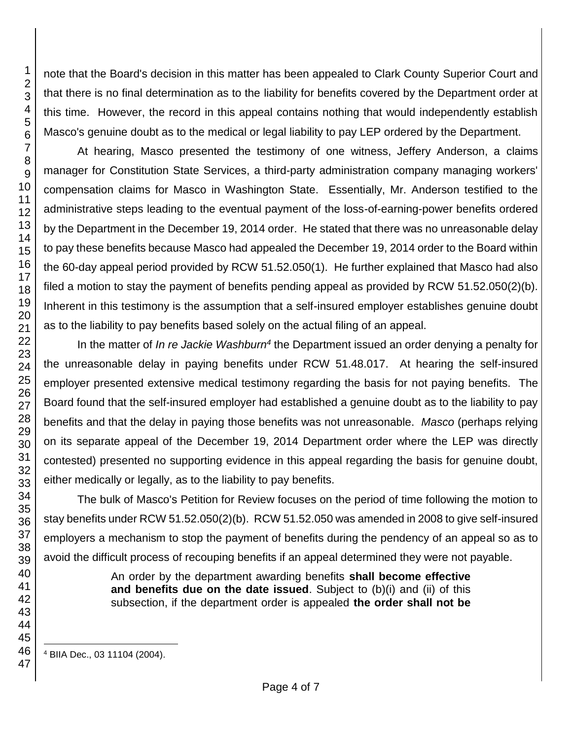note that the Board's decision in this matter has been appealed to Clark County Superior Court and that there is no final determination as to the liability for benefits covered by the Department order at this time. However, the record in this appeal contains nothing that would independently establish Masco's genuine doubt as to the medical or legal liability to pay LEP ordered by the Department.

At hearing, Masco presented the testimony of one witness, Jeffery Anderson, a claims manager for Constitution State Services, a third-party administration company managing workers' compensation claims for Masco in Washington State. Essentially, Mr. Anderson testified to the administrative steps leading to the eventual payment of the loss-of-earning-power benefits ordered by the Department in the December 19, 2014 order. He stated that there was no unreasonable delay to pay these benefits because Masco had appealed the December 19, 2014 order to the Board within the 60-day appeal period provided by RCW 51.52.050(1). He further explained that Masco had also filed a motion to stay the payment of benefits pending appeal as provided by RCW 51.52.050(2)(b). Inherent in this testimony is the assumption that a self-insured employer establishes genuine doubt as to the liability to pay benefits based solely on the actual filing of an appeal.

In the matter of *In re Jackie Washburn*[4] the Department issued an order denying a penalty for the unreasonable delay in paying benefits under RCW 51.48.017. At hearing the self-insured employer presented extensive medical testimony regarding the basis for not paying benefits. The Board found that the self-insured employer had established a genuine doubt as to the liability to pay benefits and that the delay in paying those benefits was not unreasonable. *Masco* (perhaps relying on its separate appeal of the December 19, 2014 Department order where the LEP was directly contested) presented no supporting evidence in this appeal regarding the basis for genuine doubt, either medically or legally, as to the liability to pay benefits.

The bulk of Masco's Petition for Review focuses on the period of time following the motion to stay benefits under RCW 51.52.050(2)(b). RCW 51.52.050 was amended in 2008 to give self-insured employers a mechanism to stop the payment of benefits during the pendency of an appeal so as to avoid the difficult process of recouping benefits if an appeal determined they were not payable.

> An order by the department awarding benefits **shall become effective and benefits due on the date issued**. Subject to (b)(i) and (ii) of this subsection, if the department order is appealed **the order shall not be**

[4] BIIA Dec., 03 11104 (2004).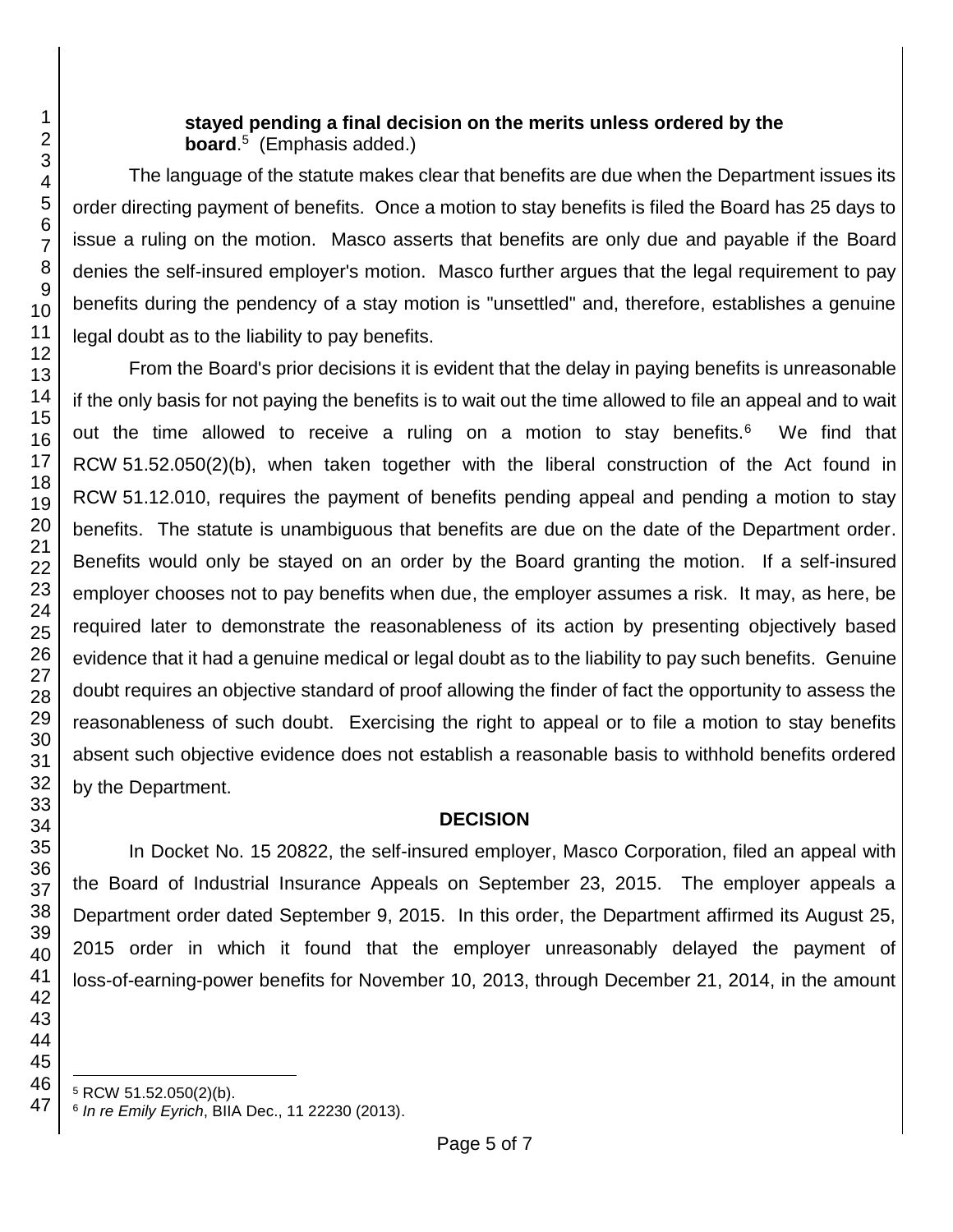**stayed pending a final decision on the merits unless ordered by the board**.[5] (Emphasis added.)

The language of the statute makes clear that benefits are due when the Department issues its order directing payment of benefits. Once a motion to stay benefits is filed the Board has 25 days to issue a ruling on the motion. Masco asserts that benefits are only due and payable if the Board denies the self-insured employer's motion. Masco further argues that the legal requirement to pay benefits during the pendency of a stay motion is "unsettled" and, therefore, establishes a genuine legal doubt as to the liability to pay benefits.

From the Board's prior decisions it is evident that the delay in paying benefits is unreasonable if the only basis for not paying the benefits is to wait out the time allowed to file an appeal and to wait out the time allowed to receive a ruling on a motion to stay benefits.[6] We find that RCW 51.52.050(2)(b), when taken together with the liberal construction of the Act found in RCW 51.12.010, requires the payment of benefits pending appeal and pending a motion to stay benefits. The statute is unambiguous that benefits are due on the date of the Department order. Benefits would only be stayed on an order by the Board granting the motion. If a self-insured employer chooses not to pay benefits when due, the employer assumes a risk. It may, as here, be required later to demonstrate the reasonableness of its action by presenting objectively based evidence that it had a genuine medical or legal doubt as to the liability to pay such benefits. Genuine doubt requires an objective standard of proof allowing the finder of fact the opportunity to assess the reasonableness of such doubt. Exercising the right to appeal or to file a motion to stay benefits absent such objective evidence does not establish a reasonable basis to withhold benefits ordered by the Department.

## DECISION

In Docket No. 15 20822, the self-insured employer, Masco Corporation, filed an appeal with the Board of Industrial Insurance Appeals on September 23, 2015. The employer appeals a Department order dated September 9, 2015. In this order, the Department affirmed its August 25, 2015 order in which it found that the employer unreasonably delayed the payment of loss-of-earning-power benefits for November 10, 2013, through December 21, 2014, in the amount

---

[5] RCW 51.52.050(2)(b).

[6] *In re Emily Eyrich*, BIIA Dec., 11 22230 (2013).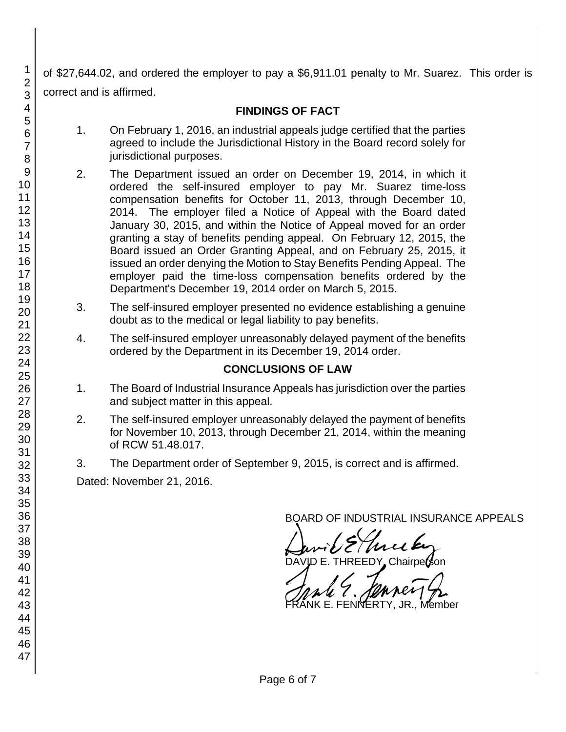of $27,644.02, and ordered the employer to pay a $6,911.01 penalty to Mr. Suarez. This order is correct and is affirmed.

## FINDINGS OF FACT

1. On February 1, 2016, an industrial appeals judge certified that the parties agreed to include the Jurisdictional History in the Board record solely for jurisdictional purposes.

2. The Department issued an order on December 19, 2014, in which it ordered the self-insured employer to pay Mr. Suarez time-loss compensation benefits for October 11, 2013, through December 10, 2014. The employer filed a Notice of Appeal with the Board dated January 30, 2015, and within the Notice of Appeal moved for an order granting a stay of benefits pending appeal. On February 12, 2015, the Board issued an Order Granting Appeal, and on February 25, 2015, it issued an order denying the Motion to Stay Benefits Pending Appeal. The employer paid the time-loss compensation benefits ordered by the Department's December 19, 2014 order on March 5, 2015.

3. The self-insured employer presented no evidence establishing a genuine doubt as to the medical or legal liability to pay benefits.

4. The self-insured employer unreasonably delayed payment of the benefits ordered by the Department in its December 19, 2014 order.

## CONCLUSIONS OF LAW

1. The Board of Industrial Insurance Appeals has jurisdiction over the parties and subject matter in this appeal.

2. The self-insured employer unreasonably delayed the payment of benefits for November 10, 2013, through December 21, 2014, within the meaning of RCW 51.48.017.

3. The Department order of September 9, 2015, is correct and is affirmed.

Dated: November 21, 2016.

BOARD OF INDUSTRIAL INSURANCE APPEALS

DAVID E. THREEDY, Chairperson

FRANK E. FENNERTY, JR., Member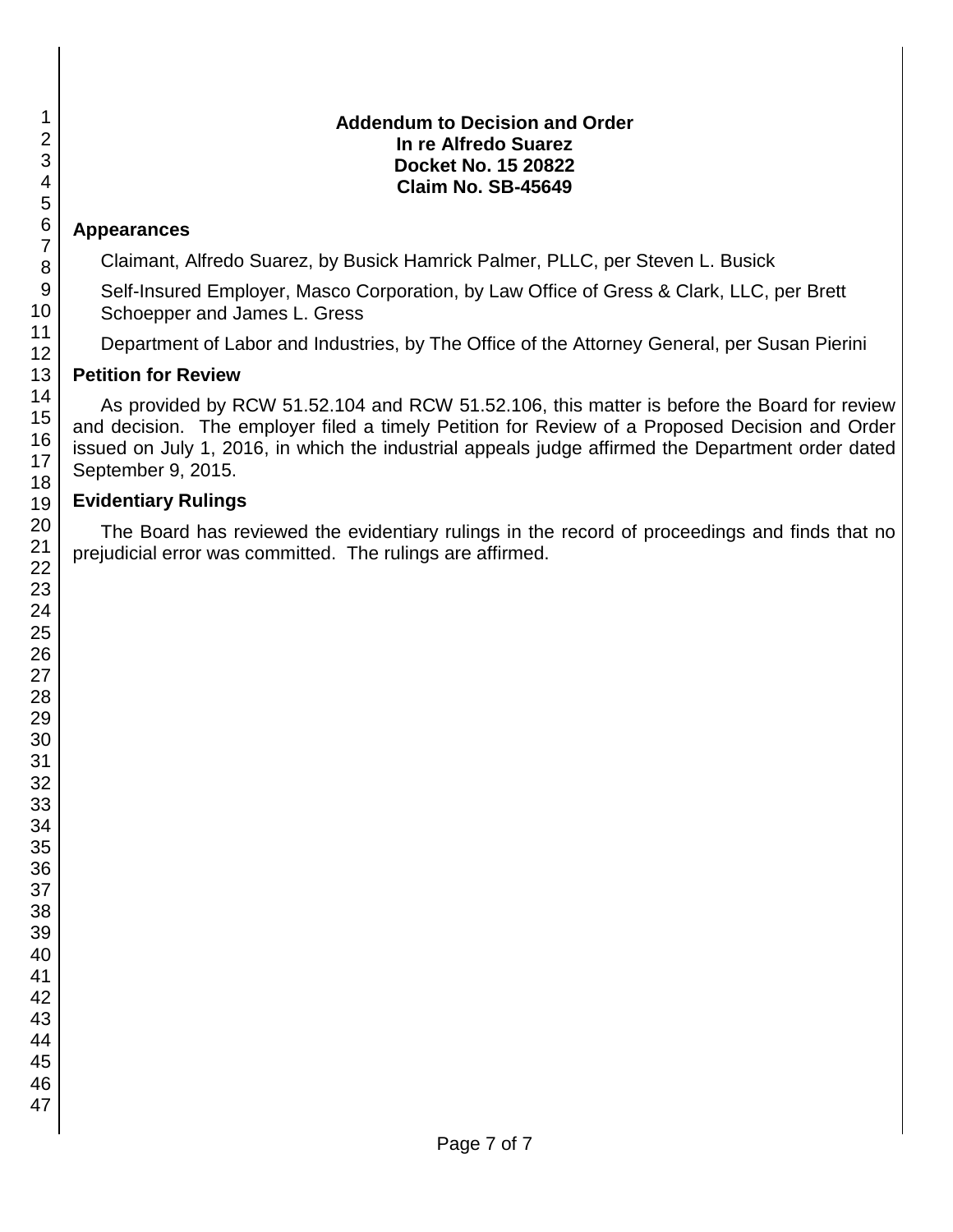**Addendum to Decision and Order**
**In re Alfredo Suarez**
**Docket No. 15 20822**
**Claim No. SB-45649**

## Appearances

Claimant, Alfredo Suarez, by Busick Hamrick Palmer, PLLC, per Steven L. Busick

Self-Insured Employer, Masco Corporation, by Law Office of Gress & Clark, LLC, per Brett Schoepper and James L. Gress

Department of Labor and Industries, by The Office of the Attorney General, per Susan Pierini

## Petition for Review

As provided by RCW 51.52.104 and RCW 51.52.106, this matter is before the Board for review and decision. The employer filed a timely Petition for Review of a Proposed Decision and Order issued on July 1, 2016, in which the industrial appeals judge affirmed the Department order dated September 9, 2015.

## Evidentiary Rulings

The Board has reviewed the evidentiary rulings in the record of proceedings and finds that no prejudicial error was committed. The rulings are affirmed.